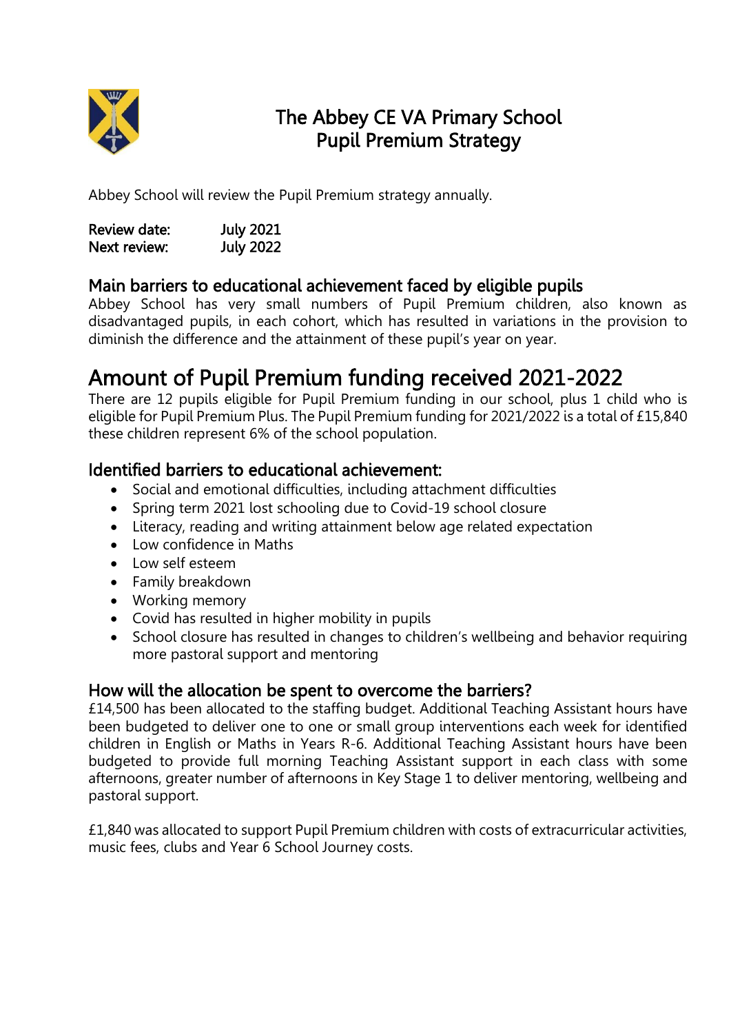# The Abbey CE VA Primary School
# Pupil Premium Strategy

Abbey School will review the Pupil Premium strategy annually.

**Review date:** July 2021
**Next review:** July 2022

### Main barriers to educational achievement faced by eligible pupils

Abbey School has very small numbers of Pupil Premium children, also known as disadvantaged pupils, in each cohort, which has resulted in variations in the provision to diminish the difference and the attainment of these pupil's year on year.

## Amount of Pupil Premium funding received 2021-2022

There are 12 pupils eligible for Pupil Premium funding in our school, plus 1 child who is eligible for Pupil Premium Plus. The Pupil Premium funding for 2021/2022 is a total of £15,840 these children represent 6% of the school population.

### Identified barriers to educational achievement:

- Social and emotional difficulties, including attachment difficulties
- Spring term 2021 lost schooling due to Covid-19 school closure
- Literacy, reading and writing attainment below age related expectation
- Low confidence in Maths
- Low self esteem
- Family breakdown
- Working memory
- Covid has resulted in higher mobility in pupils
- School closure has resulted in changes to children's wellbeing and behavior requiring more pastoral support and mentoring

### How will the allocation be spent to overcome the barriers?

£14,500 has been allocated to the staffing budget. Additional Teaching Assistant hours have been budgeted to deliver one to one or small group interventions each week for identified children in English or Maths in Years R-6. Additional Teaching Assistant hours have been budgeted to provide full morning Teaching Assistant support in each class with some afternoons, greater number of afternoons in Key Stage 1 to deliver mentoring, wellbeing and pastoral support.

£1,840 was allocated to support Pupil Premium children with costs of extracurricular activities, music fees, clubs and Year 6 School Journey costs.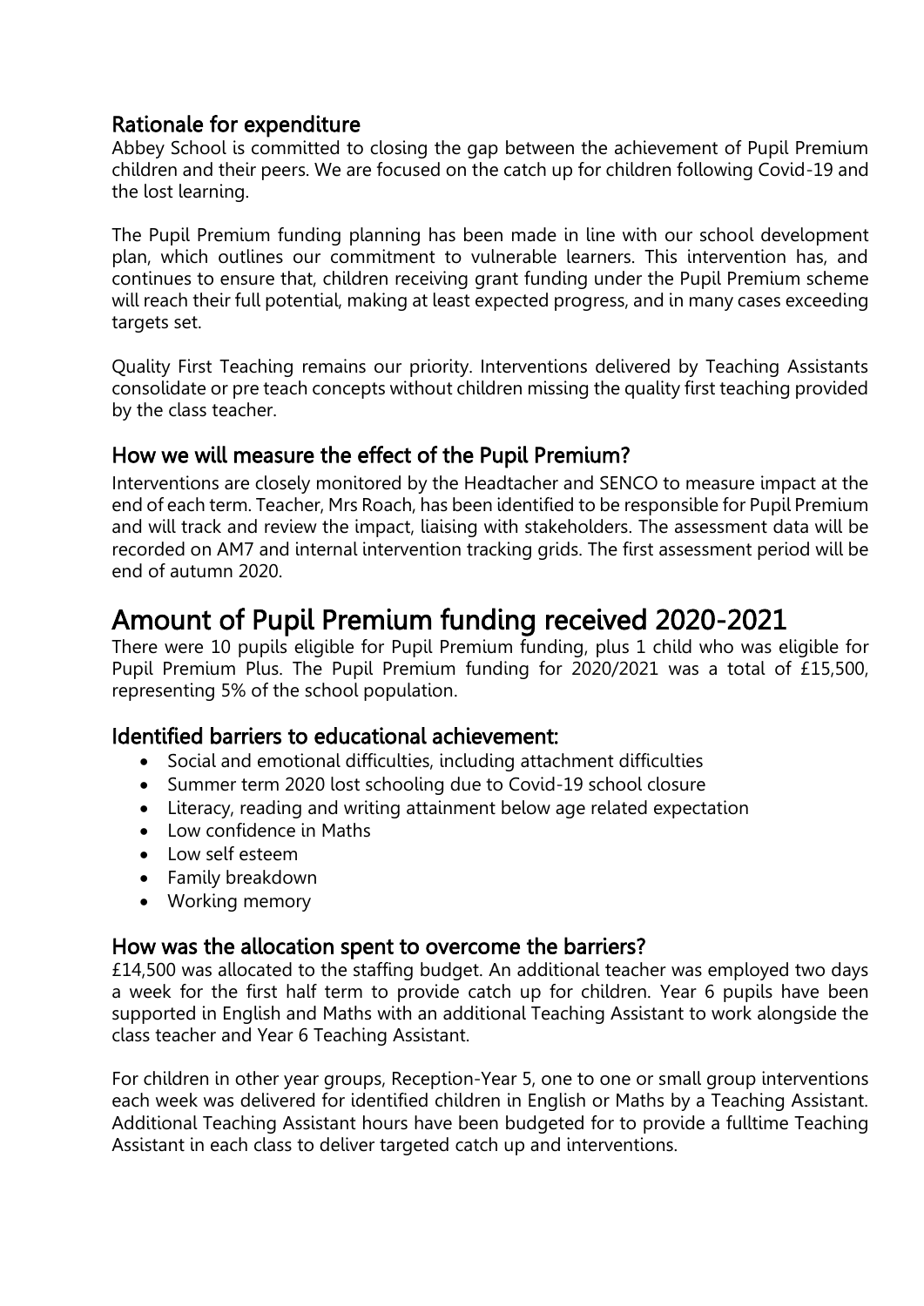## Rationale for expenditure

Abbey School is committed to closing the gap between the achievement of Pupil Premium children and their peers. We are focused on the catch up for children following Covid-19 and the lost learning.

The Pupil Premium funding planning has been made in line with our school development plan, which outlines our commitment to vulnerable learners. This intervention has, and continues to ensure that, children receiving grant funding under the Pupil Premium scheme will reach their full potential, making at least expected progress, and in many cases exceeding targets set.

Quality First Teaching remains our priority. Interventions delivered by Teaching Assistants consolidate or pre teach concepts without children missing the quality first teaching provided by the class teacher.

## How we will measure the effect of the Pupil Premium?

Interventions are closely monitored by the Headtacher and SENCO to measure impact at the end of each term. Teacher, Mrs Roach, has been identified to be responsible for Pupil Premium and will track and review the impact, liaising with stakeholders. The assessment data will be recorded on AM7 and internal intervention tracking grids. The first assessment period will be end of autumn 2020.

# Amount of Pupil Premium funding received 2020-2021

There were 10 pupils eligible for Pupil Premium funding, plus 1 child who was eligible for Pupil Premium Plus. The Pupil Premium funding for 2020/2021 was a total of £15,500, representing 5% of the school population.

## Identified barriers to educational achievement:

- Social and emotional difficulties, including attachment difficulties
- Summer term 2020 lost schooling due to Covid-19 school closure
- Literacy, reading and writing attainment below age related expectation
- Low confidence in Maths
- Low self esteem
- Family breakdown
- Working memory

## How was the allocation spent to overcome the barriers?

£14,500 was allocated to the staffing budget. An additional teacher was employed two days a week for the first half term to provide catch up for children. Year 6 pupils have been supported in English and Maths with an additional Teaching Assistant to work alongside the class teacher and Year 6 Teaching Assistant.

For children in other year groups, Reception-Year 5, one to one or small group interventions each week was delivered for identified children in English or Maths by a Teaching Assistant. Additional Teaching Assistant hours have been budgeted for to provide a fulltime Teaching Assistant in each class to deliver targeted catch up and interventions.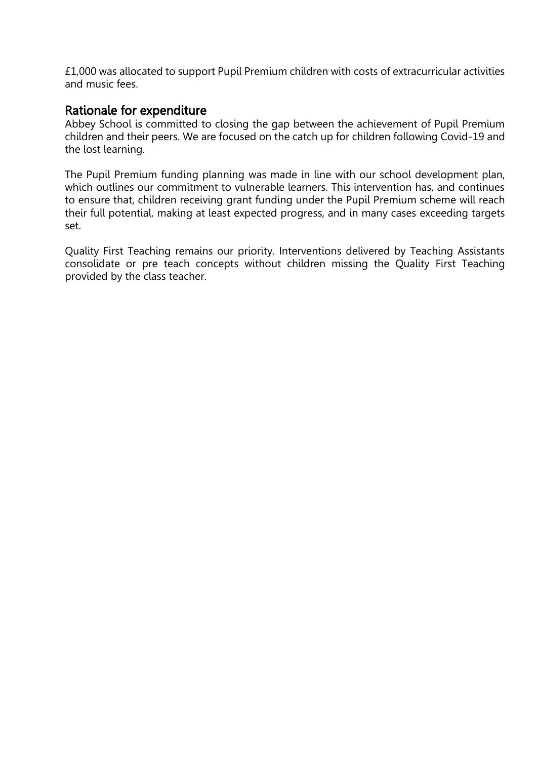£1,000 was allocated to support Pupil Premium children with costs of extracurricular activities and music fees.

## Rationale for expenditure

Abbey School is committed to closing the gap between the achievement of Pupil Premium children and their peers. We are focused on the catch up for children following Covid-19 and the lost learning.

The Pupil Premium funding planning was made in line with our school development plan, which outlines our commitment to vulnerable learners. This intervention has, and continues to ensure that, children receiving grant funding under the Pupil Premium scheme will reach their full potential, making at least expected progress, and in many cases exceeding targets set.

Quality First Teaching remains our priority. Interventions delivered by Teaching Assistants consolidate or pre teach concepts without children missing the Quality First Teaching provided by the class teacher.